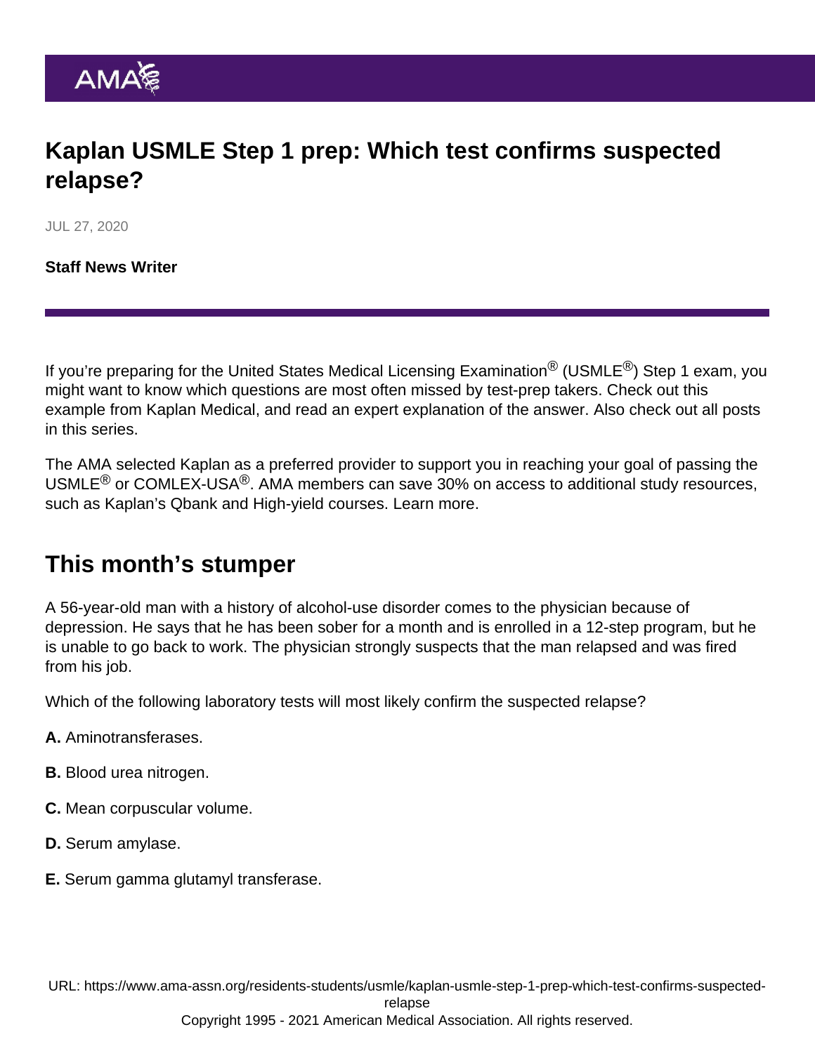# Kaplan USMLE Step 1 prep: Which test confirms suspected relapse?

JUL 27, 2020

**Staff News Writer**

If you're preparing for the United States Medical Licensing Examination® (USMLE®) Step 1 exam, you might want to know which questions are most often missed by test-prep takers. Check out this example from Kaplan Medical, and read an expert explanation of the answer. Also check out all posts in this series.

The AMA selected Kaplan as a preferred provider to support you in reaching your goal of passing the USMLE® or COMLEX-USA®. AMA members can save 30% on access to additional study resources, such as Kaplan's Qbank and High-yield courses. Learn more.

## This month's stumper

A 56-year-old man with a history of alcohol-use disorder comes to the physician because of depression. He says that he has been sober for a month and is enrolled in a 12-step program, but he is unable to go back to work. The physician strongly suspects that the man relapsed and was fired from his job.

Which of the following laboratory tests will most likely confirm the suspected relapse?

**A.** Aminotransferases.

**B.** Blood urea nitrogen.

**C.** Mean corpuscular volume.

**D.** Serum amylase.

**E.** Serum gamma glutamyl transferase.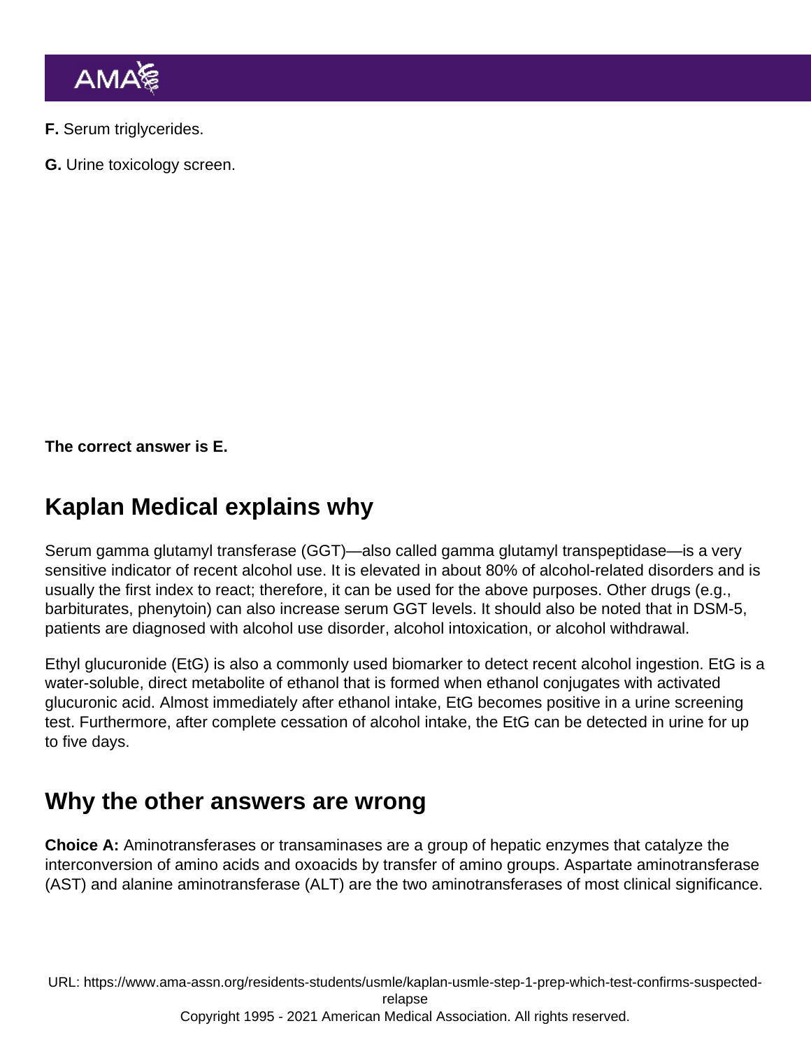**F.** Serum triglycerides.

**G.** Urine toxicology screen.

**The correct answer is E.**

## Kaplan Medical explains why

Serum gamma glutamyl transferase (GGT)—also called gamma glutamyl transpeptidase—is a very sensitive indicator of recent alcohol use. It is elevated in about 80% of alcohol-related disorders and is usually the first index to react; therefore, it can be used for the above purposes. Other drugs (e.g., barbiturates, phenytoin) can also increase serum GGT levels. It should also be noted that in DSM-5, patients are diagnosed with alcohol use disorder, alcohol intoxication, or alcohol withdrawal.

Ethyl glucuronide (EtG) is also a commonly used biomarker to detect recent alcohol ingestion. EtG is a water-soluble, direct metabolite of ethanol that is formed when ethanol conjugates with activated glucuronic acid. Almost immediately after ethanol intake, EtG becomes positive in a urine screening test. Furthermore, after complete cessation of alcohol intake, the EtG can be detected in urine for up to five days.

## Why the other answers are wrong

**Choice A:** Aminotransferases or transaminases are a group of hepatic enzymes that catalyze the interconversion of amino acids and oxoacids by transfer of amino groups. Aspartate aminotransferase (AST) and alanine aminotransferase (ALT) are the two aminotransferases of most clinical significance.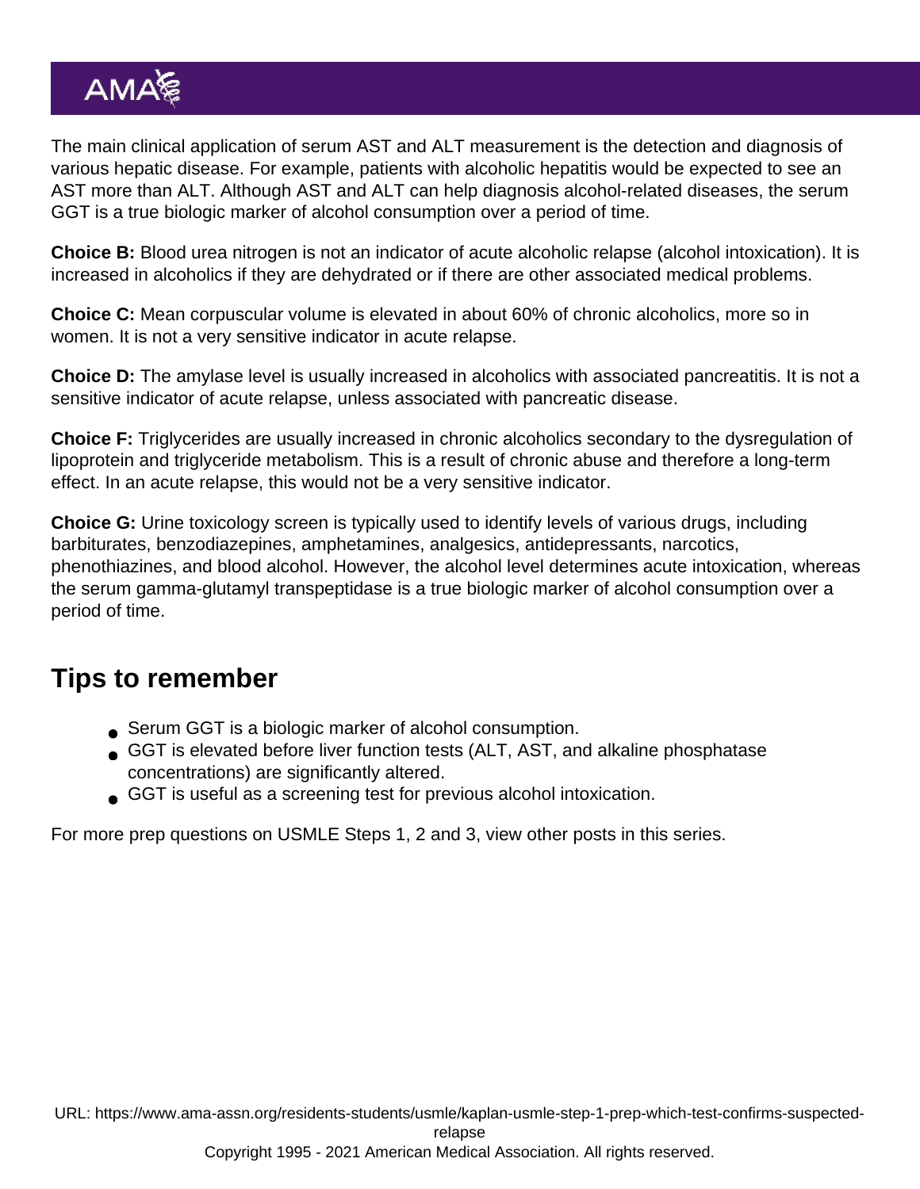The main clinical application of serum AST and ALT measurement is the detection and diagnosis of various hepatic disease. For example, patients with alcoholic hepatitis would be expected to see an AST more than ALT. Although AST and ALT can help diagnosis alcohol-related diseases, the serum GGT is a true biologic marker of alcohol consumption over a period of time.

**Choice B:** Blood urea nitrogen is not an indicator of acute alcoholic relapse (alcohol intoxication). It is increased in alcoholics if they are dehydrated or if there are other associated medical problems.

**Choice C:** Mean corpuscular volume is elevated in about 60% of chronic alcoholics, more so in women. It is not a very sensitive indicator in acute relapse.

**Choice D:** The amylase level is usually increased in alcoholics with associated pancreatitis. It is not a sensitive indicator of acute relapse, unless associated with pancreatic disease.

**Choice F:** Triglycerides are usually increased in chronic alcoholics secondary to the dysregulation of lipoprotein and triglyceride metabolism. This is a result of chronic abuse and therefore a long-term effect. In an acute relapse, this would not be a very sensitive indicator.

**Choice G:** Urine toxicology screen is typically used to identify levels of various drugs, including barbiturates, benzodiazepines, amphetamines, analgesics, antidepressants, narcotics, phenothiazines, and blood alcohol. However, the alcohol level determines acute intoxication, whereas the serum gamma-glutamyl transpeptidase is a true biologic marker of alcohol consumption over a period of time.

## Tips to remember

- Serum GGT is a biologic marker of alcohol consumption.
- GGT is elevated before liver function tests (ALT, AST, and alkaline phosphatase concentrations) are significantly altered.
- GGT is useful as a screening test for previous alcohol intoxication.

For more prep questions on USMLE Steps 1, 2 and 3, view other posts in this series.